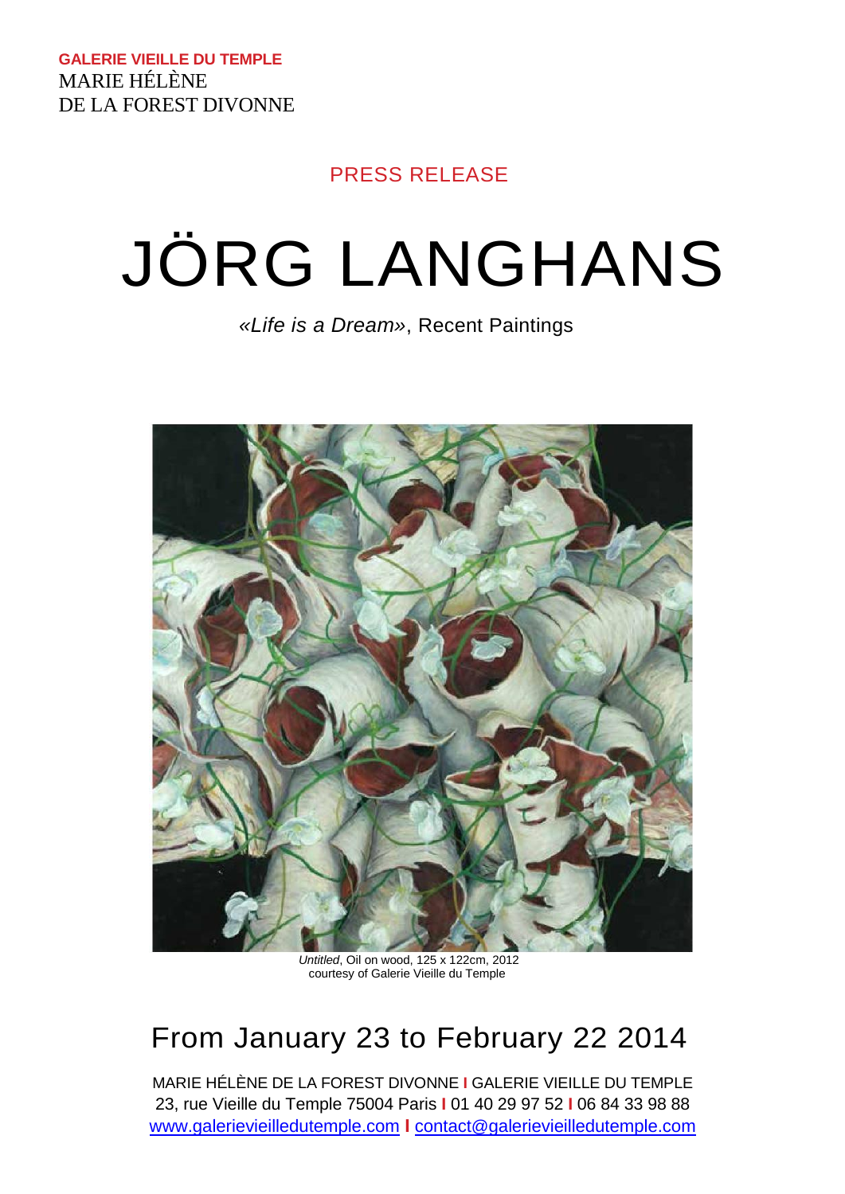**GALERIE VIEILLE DU TEMPLE**
MARIE HÉLÈNE
DE LA FOREST DIVONNE

PRESS RELEASE

# JÖRG LANGHANS

*«Life is a Dream»*, Recent Paintings

*Untitled*, Oil on wood, 125 x 122cm, 2012
courtesy of Galerie Vieille du Temple

## From January 23 to February 22 2014

MARIE HÉLÈNE DE LA FOREST DIVONNE I GALERIE VIEILLE DU TEMPLE
23, rue Vieille du Temple 75004 Paris I 01 40 29 97 52 I 06 84 33 98 88
www.galerievieilledutemple.com I contact@galerievieilledutemple.com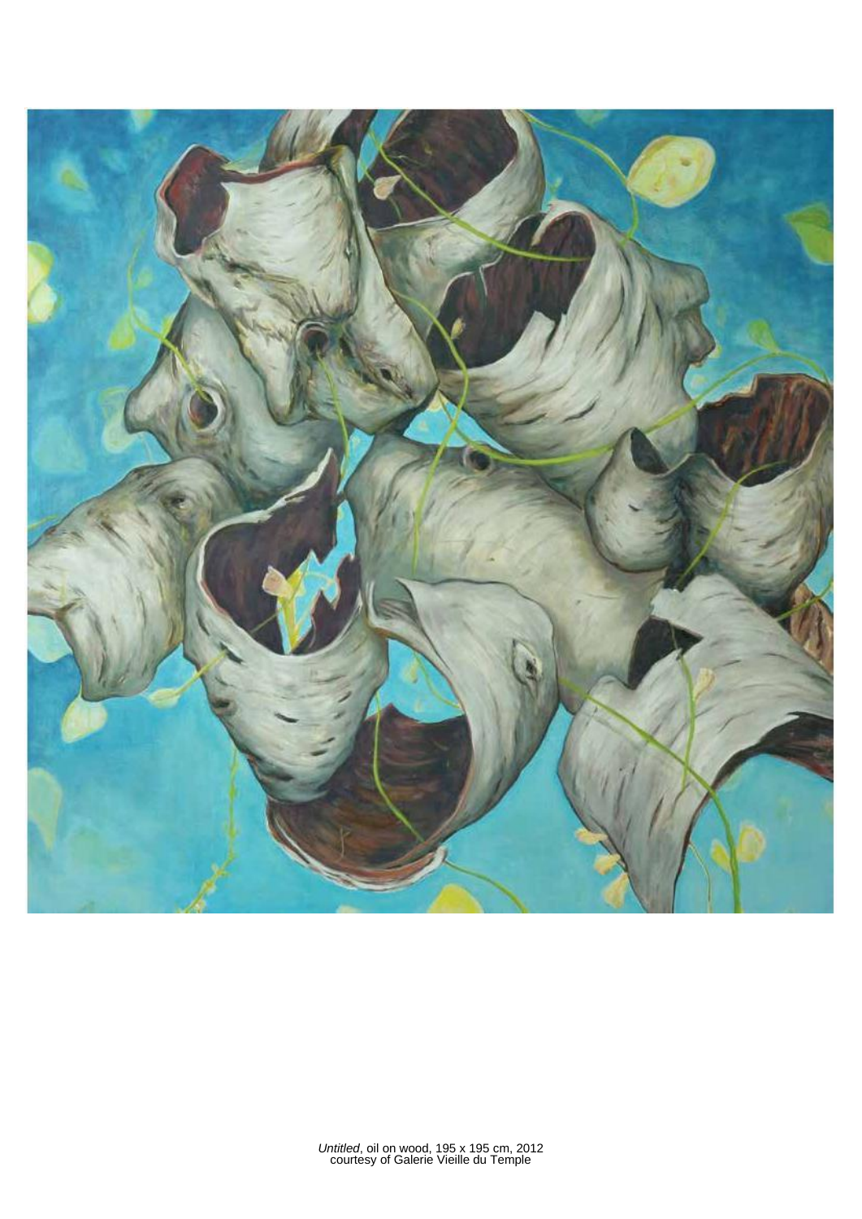*Untitled*, oil on wood, 195 x 195 cm, 2012
courtesy of Galerie Vieille du Temple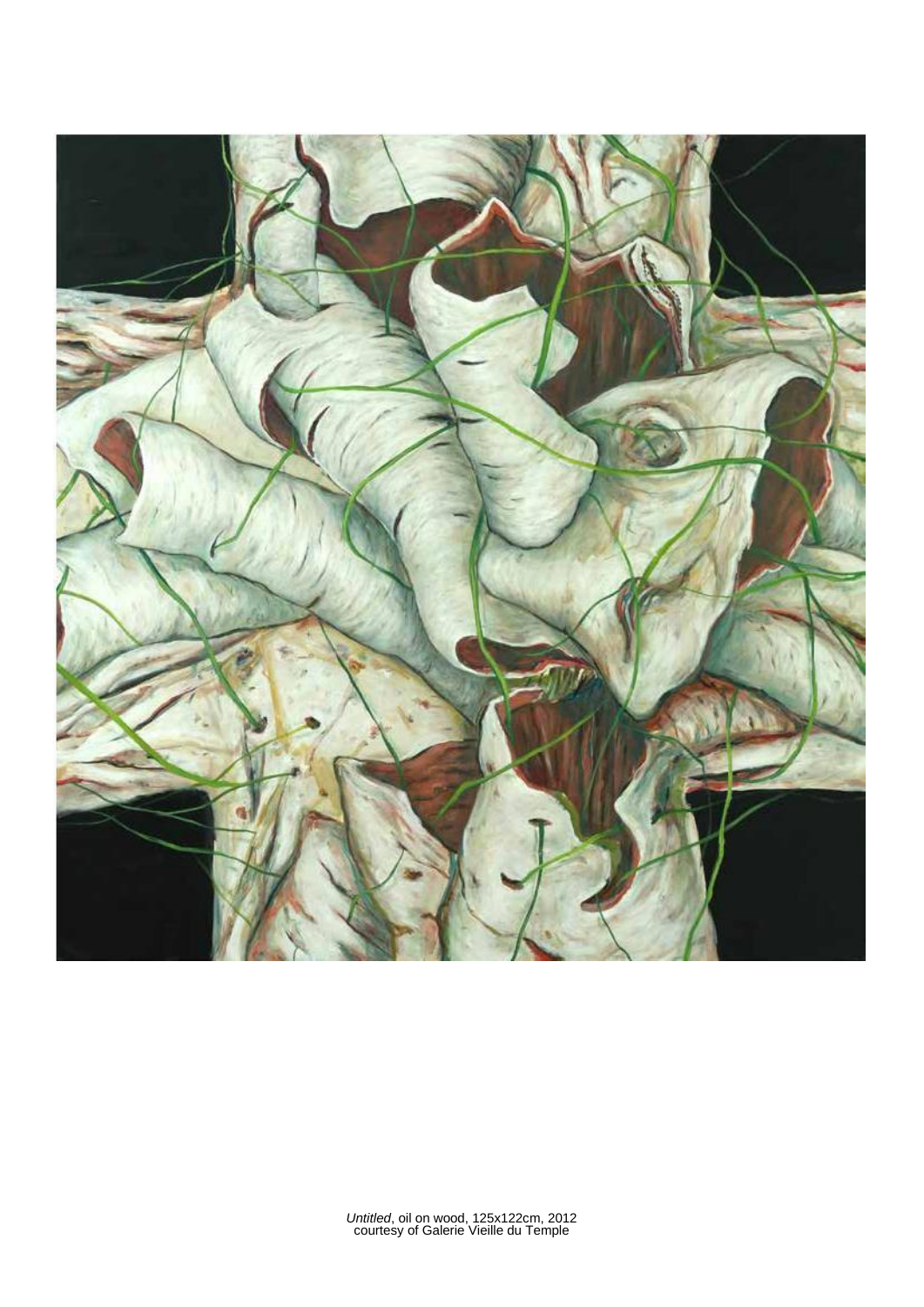*Untitled*, oil on wood, 125x122cm, 2012
courtesy of Galerie Vieille du Temple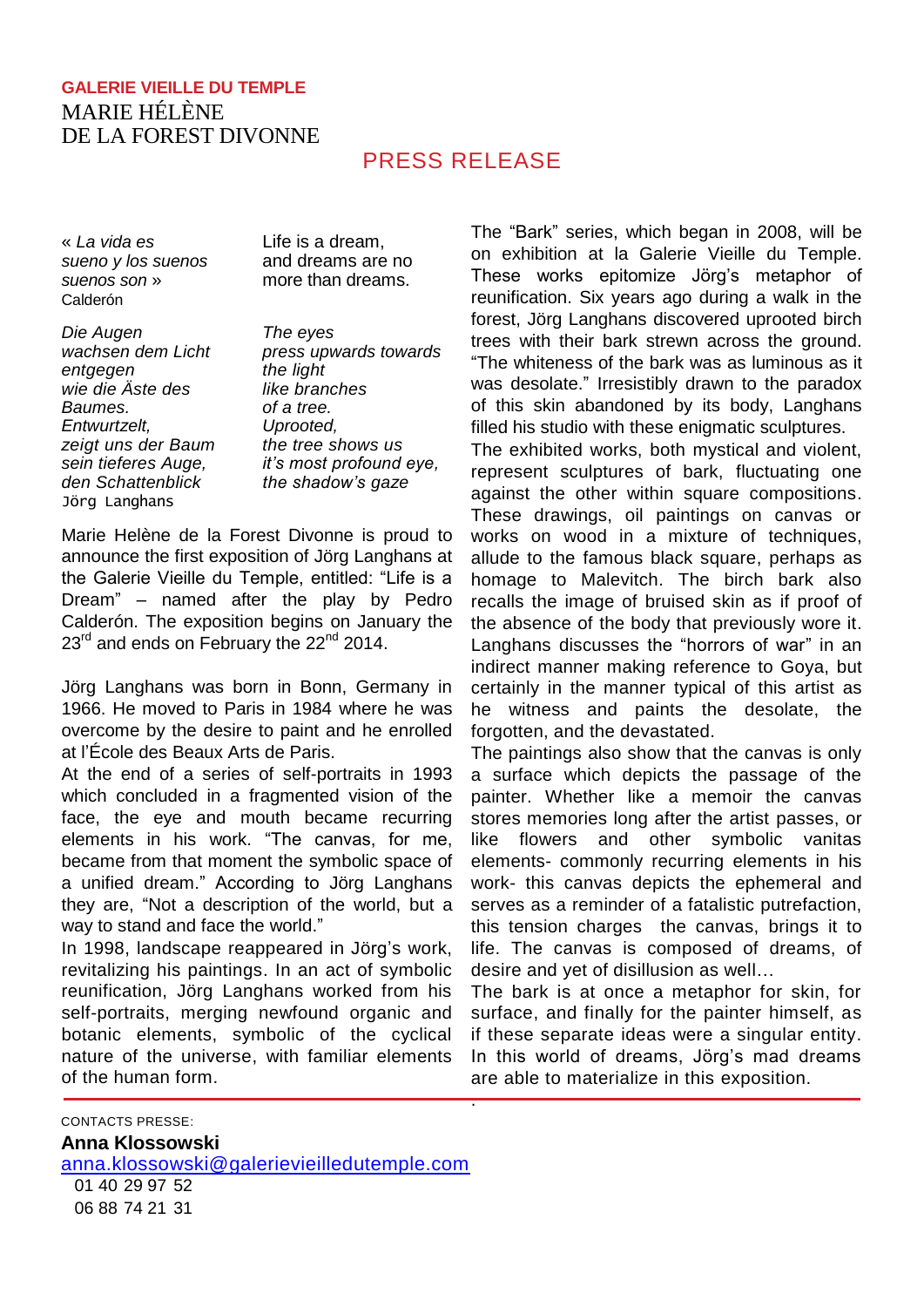**GALERIE VIEILLE DU TEMPLE**

MARIE HÉLÈNE
DE LA FOREST DIVONNE

## PRESS RELEASE

« *La vida es sueno y los suenos suenos son* »
Calderón

Life is a dream,
and dreams are no
more than dreams.

*Die Augen*
*wachsen dem Licht*
*entgegen*
*wie die Äste des*
*Baumes.*
*Entwurtzelt,*
*zeigt uns der Baum*
*sein tieferes Auge,*
*den Schattenblick*
Jörg Langhans

*The eyes*
*press upwards towards*
*the light*
*like branches*
*of a tree.*
*Uprooted,*
*the tree shows us*
*it's most profound eye,*
*the shadow's gaze*

Marie Helène de la Forest Divonne is proud to announce the first exposition of Jörg Langhans at the Galerie Vieille du Temple, entitled: "Life is a Dream" – named after the play by Pedro Calderón. The exposition begins on January the 23rd and ends on February the 22nd 2014.

Jörg Langhans was born in Bonn, Germany in 1966. He moved to Paris in 1984 where he was overcome by the desire to paint and he enrolled at l'École des Beaux Arts de Paris.
At the end of a series of self-portraits in 1993 which concluded in a fragmented vision of the face, the eye and mouth became recurring elements in his work. "The canvas, for me, became from that moment the symbolic space of a unified dream." According to Jörg Langhans they are, "Not a description of the world, but a way to stand and face the world."
In 1998, landscape reappeared in Jörg's work, revitalizing his paintings. In an act of symbolic reunification, Jörg Langhans worked from his self-portraits, merging newfound organic and botanic elements, symbolic of the cyclical nature of the universe, with familiar elements of the human form.

The "Bark" series, which began in 2008, will be on exhibition at la Galerie Vieille du Temple. These works epitomize Jörg's metaphor of reunification. Six years ago during a walk in the forest, Jörg Langhans discovered uprooted birch trees with their bark strewn across the ground. "The whiteness of the bark was as luminous as it was desolate." Irresistibly drawn to the paradox of this skin abandoned by its body, Langhans filled his studio with these enigmatic sculptures.
The exhibited works, both mystical and violent, represent sculptures of bark, fluctuating one against the other within square compositions. These drawings, oil paintings on canvas or works on wood in a mixture of techniques, allude to the famous black square, perhaps as homage to Malevitch. The birch bark also recalls the image of bruised skin as if proof of the absence of the body that previously wore it. Langhans discusses the "horrors of war" in an indirect manner making reference to Goya, but certainly in the manner typical of this artist as he witness and paints the desolate, the forgotten, and the devastated.
The paintings also show that the canvas is only a surface which depicts the passage of the painter. Whether like a memoir the canvas stores memories long after the artist passes, or like flowers and other symbolic vanitas elements- commonly recurring elements in his work- this canvas depicts the ephemeral and serves as a reminder of a fatalistic putrefaction, this tension charges the canvas, brings it to life. The canvas is composed of dreams, of desire and yet of disillusion as well…
The bark is at once a metaphor for skin, for surface, and finally for the painter himself, as if these separate ideas were a singular entity. In this world of dreams, Jörg's mad dreams are able to materialize in this exposition.

---

CONTACTS PRESSE:

**Anna Klossowski**
anna.klossowski@galerievieilledutemple.com
01 40 29 97 52
06 88 74 21 31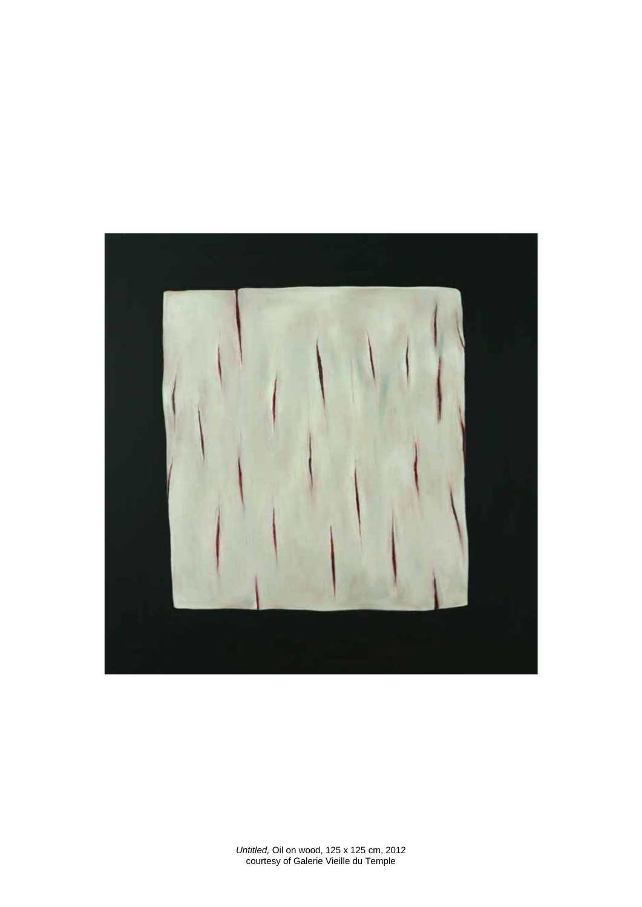*Untitled,* Oil on wood, 125 x 125 cm, 2012
courtesy of Galerie Vieille du Temple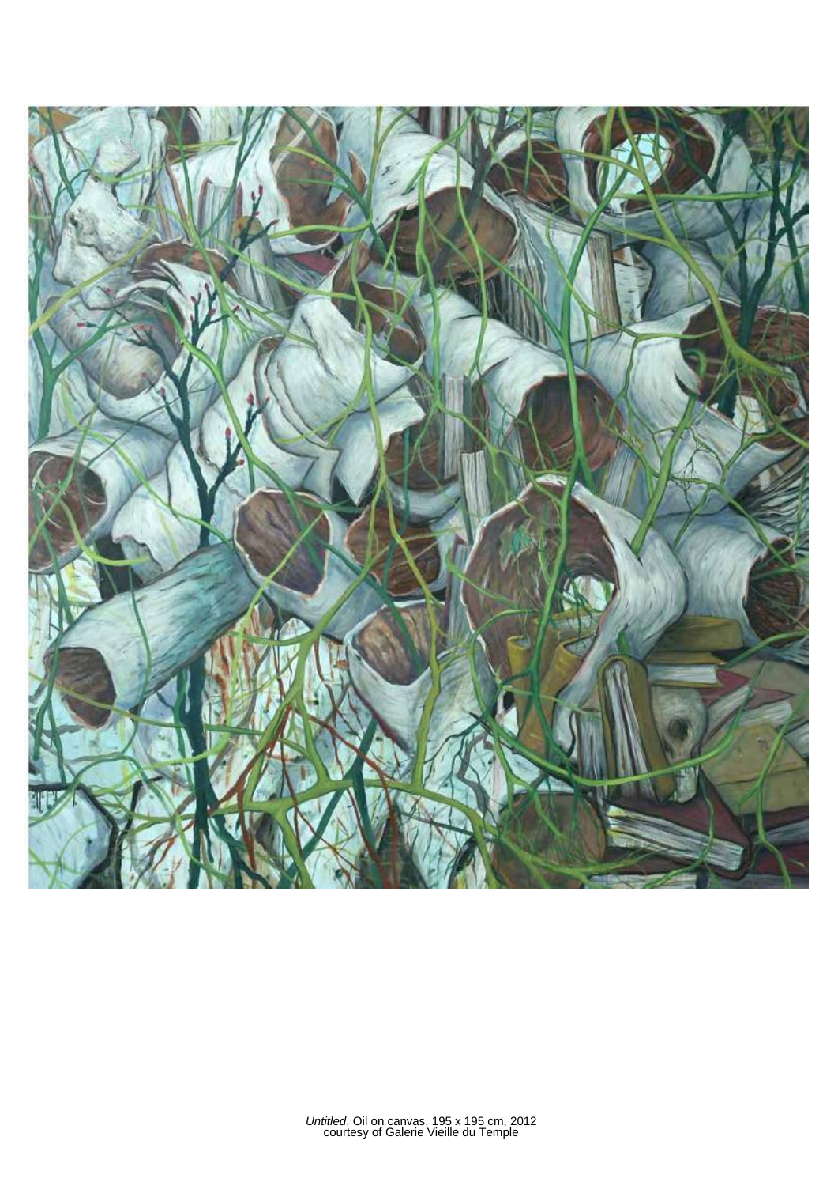*Untitled*, Oil on canvas, 195 x 195 cm, 2012
courtesy of Galerie Vieille du Temple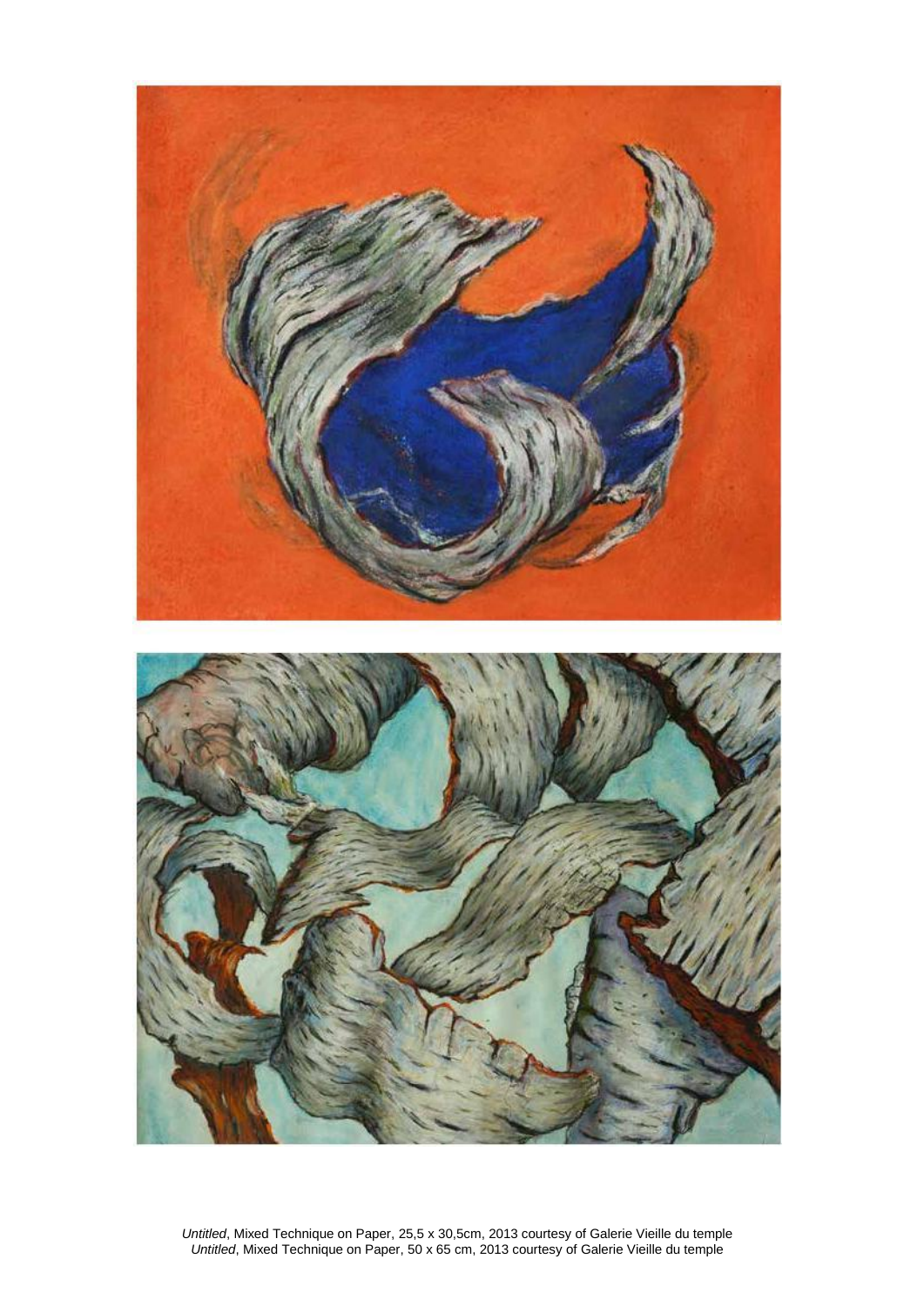*Untitled*, Mixed Technique on Paper, 25,5 x 30,5cm, 2013 courtesy of Galerie Vieille du temple
*Untitled*, Mixed Technique on Paper, 50 x 65 cm, 2013 courtesy of Galerie Vieille du temple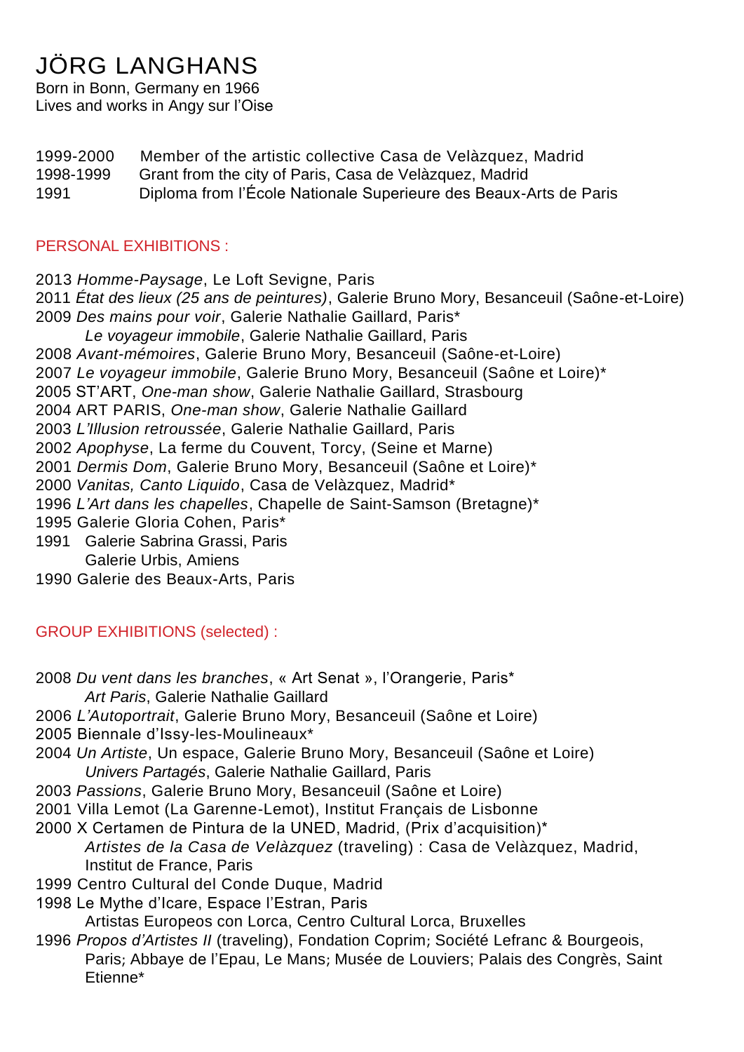# JÖRG LANGHANS

Born in Bonn, Germany en 1966
Lives and works in Angy sur l'Oise

1999-2000 Member of the artistic collective Casa de Velàzquez, Madrid
1998-1999 Grant from the city of Paris, Casa de Velàzquez, Madrid
1991 Diploma from l'École Nationale Superieure des Beaux-Arts de Paris

## PERSONAL EXHIBITIONS :

2013 *Homme-Paysage*, Le Loft Sevigne, Paris
2011 *État des lieux (25 ans de peintures)*, Galerie Bruno Mory, Besanceuil (Saône-et-Loire)
2009 *Des mains pour voir*, Galerie Nathalie Gaillard, Paris*
*Le voyageur immobile*, Galerie Nathalie Gaillard, Paris
2008 *Avant-mémoires*, Galerie Bruno Mory, Besanceuil (Saône-et-Loire)
2007 *Le voyageur immobile*, Galerie Bruno Mory, Besanceuil (Saône et Loire)*
2005 ST'ART, *One-man show*, Galerie Nathalie Gaillard, Strasbourg
2004 ART PARIS, *One-man show*, Galerie Nathalie Gaillard
2003 *L'Illusion retroussée*, Galerie Nathalie Gaillard, Paris
2002 *Apophyse*, La ferme du Couvent, Torcy, (Seine et Marne)
2001 *Dermis Dom*, Galerie Bruno Mory, Besanceuil (Saône et Loire)*
2000 *Vanitas, Canto Liquido*, Casa de Velàzquez, Madrid*
1996 *L'Art dans les chapelles*, Chapelle de Saint-Samson (Bretagne)*
1995 Galerie Gloria Cohen, Paris*
1991 Galerie Sabrina Grassi, Paris
Galerie Urbis, Amiens
1990 Galerie des Beaux-Arts, Paris

## GROUP EXHIBITIONS (selected) :

2008 *Du vent dans les branches*, « Art Senat », l'Orangerie, Paris*
*Art Paris*, Galerie Nathalie Gaillard
2006 *L'Autoportrait*, Galerie Bruno Mory, Besanceuil (Saône et Loire)
2005 Biennale d'Issy-les-Moulineaux*
2004 *Un Artiste*, Un espace, Galerie Bruno Mory, Besanceuil (Saône et Loire)
*Univers Partagés*, Galerie Nathalie Gaillard, Paris
2003 *Passions*, Galerie Bruno Mory, Besanceuil (Saône et Loire)
2001 Villa Lemot (La Garenne-Lemot), Institut Français de Lisbonne
2000 X Certamen de Pintura de la UNED, Madrid, (Prix d'acquisition)*
*Artistes de la Casa de Velàzquez* (traveling) : Casa de Velàzquez, Madrid, Institut de France, Paris
1999 Centro Cultural del Conde Duque, Madrid
1998 Le Mythe d'Icare, Espace l'Estran, Paris
Artistas Europeos con Lorca, Centro Cultural Lorca, Bruxelles
1996 *Propos d'Artistes II* (traveling), Fondation Coprim; Société Lefranc & Bourgeois, Paris; Abbaye de l'Epau, Le Mans; Musée de Louviers; Palais des Congrès, Saint Etienne*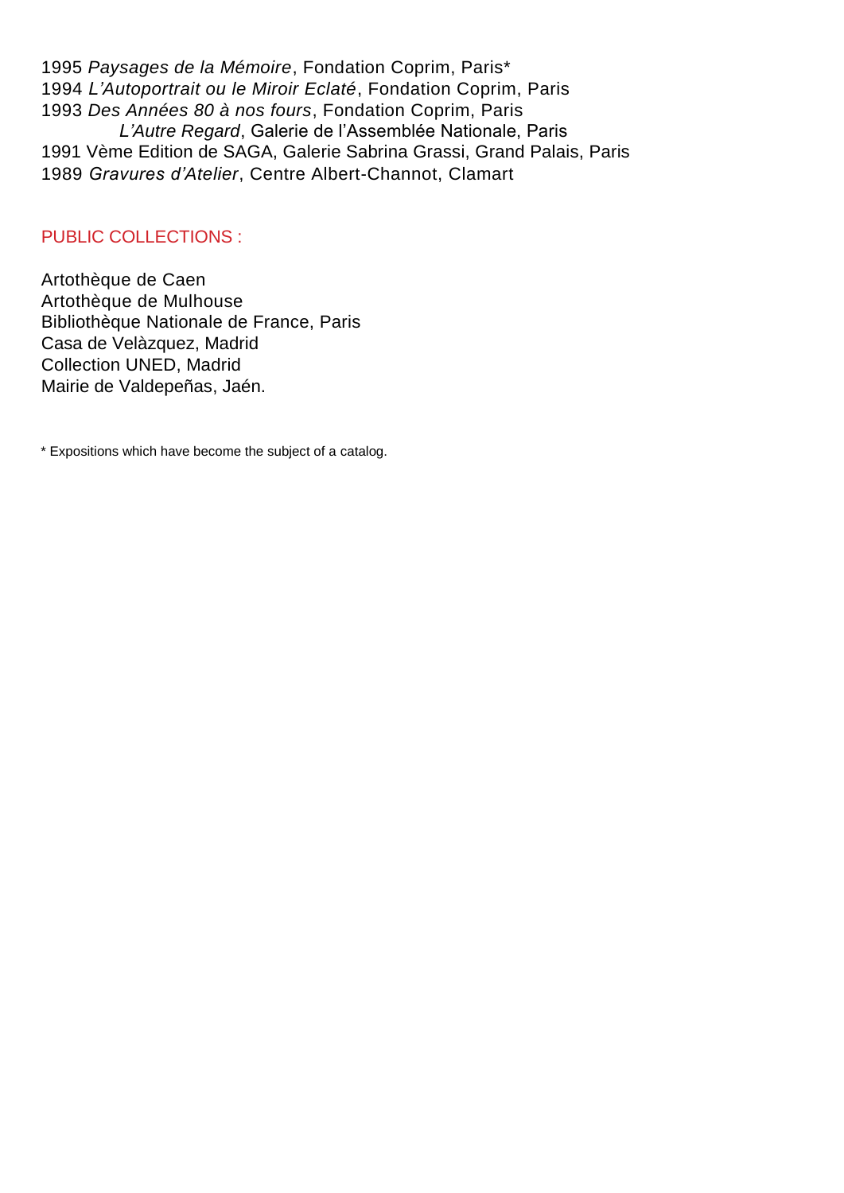1995 *Paysages de la Mémoire*, Fondation Coprim, Paris*
1994 *L'Autoportrait ou le Miroir Eclaté*, Fondation Coprim, Paris
1993 *Des Années 80 à nos fours*, Fondation Coprim, Paris
*L'Autre Regard*, Galerie de l'Assemblée Nationale, Paris
1991 Vème Edition de SAGA, Galerie Sabrina Grassi, Grand Palais, Paris
1989 *Gravures d'Atelier*, Centre Albert-Channot, Clamart

## PUBLIC COLLECTIONS :

Artothèque de Caen
Artothèque de Mulhouse
Bibliothèque Nationale de France, Paris
Casa de Velàzquez, Madrid
Collection UNED, Madrid
Mairie de Valdepeñas, Jaén.

* Expositions which have become the subject of a catalog.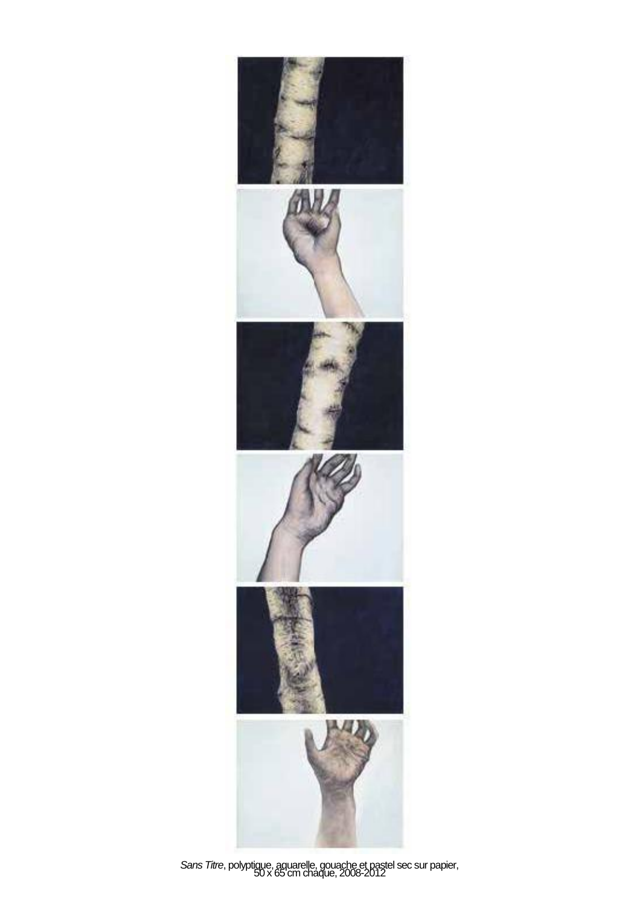*Sans Titre*, polyptique, aquarelle, gouache et pastel sec sur papier, 50 x 65 cm chaque, 2008-2012